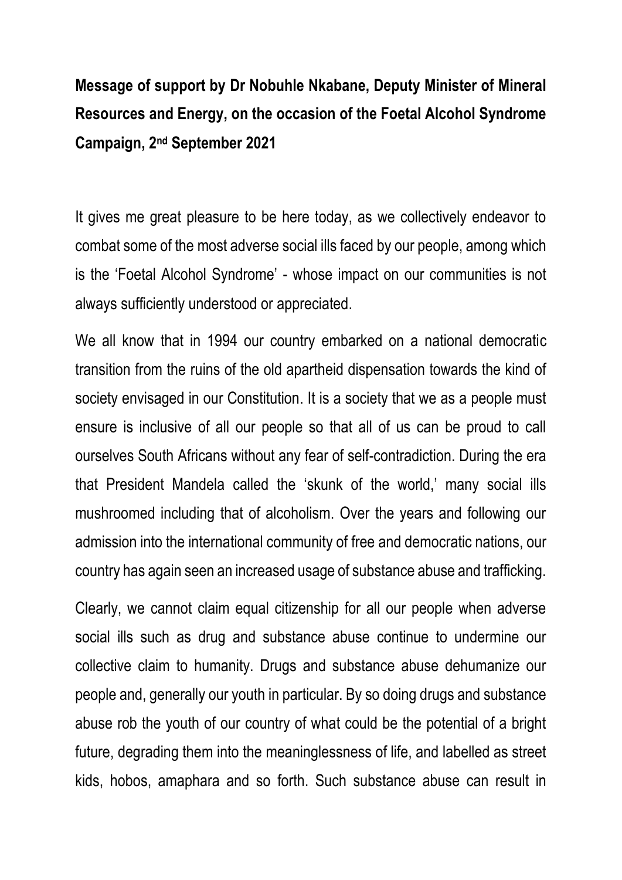**Message of support by Dr Nobuhle Nkabane, Deputy Minister of Mineral Resources and Energy, on the occasion of the Foetal Alcohol Syndrome Campaign, 2nd September 2021**

It gives me great pleasure to be here today, as we collectively endeavor to combat some of the most adverse social ills faced by our people, among which is the 'Foetal Alcohol Syndrome' - whose impact on our communities is not always sufficiently understood or appreciated.

We all know that in 1994 our country embarked on a national democratic transition from the ruins of the old apartheid dispensation towards the kind of society envisaged in our Constitution. It is a society that we as a people must ensure is inclusive of all our people so that all of us can be proud to call ourselves South Africans without any fear of self-contradiction. During the era that President Mandela called the 'skunk of the world,' many social ills mushroomed including that of alcoholism. Over the years and following our admission into the international community of free and democratic nations, our country has again seen an increased usage of substance abuse and trafficking.

Clearly, we cannot claim equal citizenship for all our people when adverse social ills such as drug and substance abuse continue to undermine our collective claim to humanity. Drugs and substance abuse dehumanize our people and, generally our youth in particular. By so doing drugs and substance abuse rob the youth of our country of what could be the potential of a bright future, degrading them into the meaninglessness of life, and labelled as street kids, hobos, amaphara and so forth. Such substance abuse can result in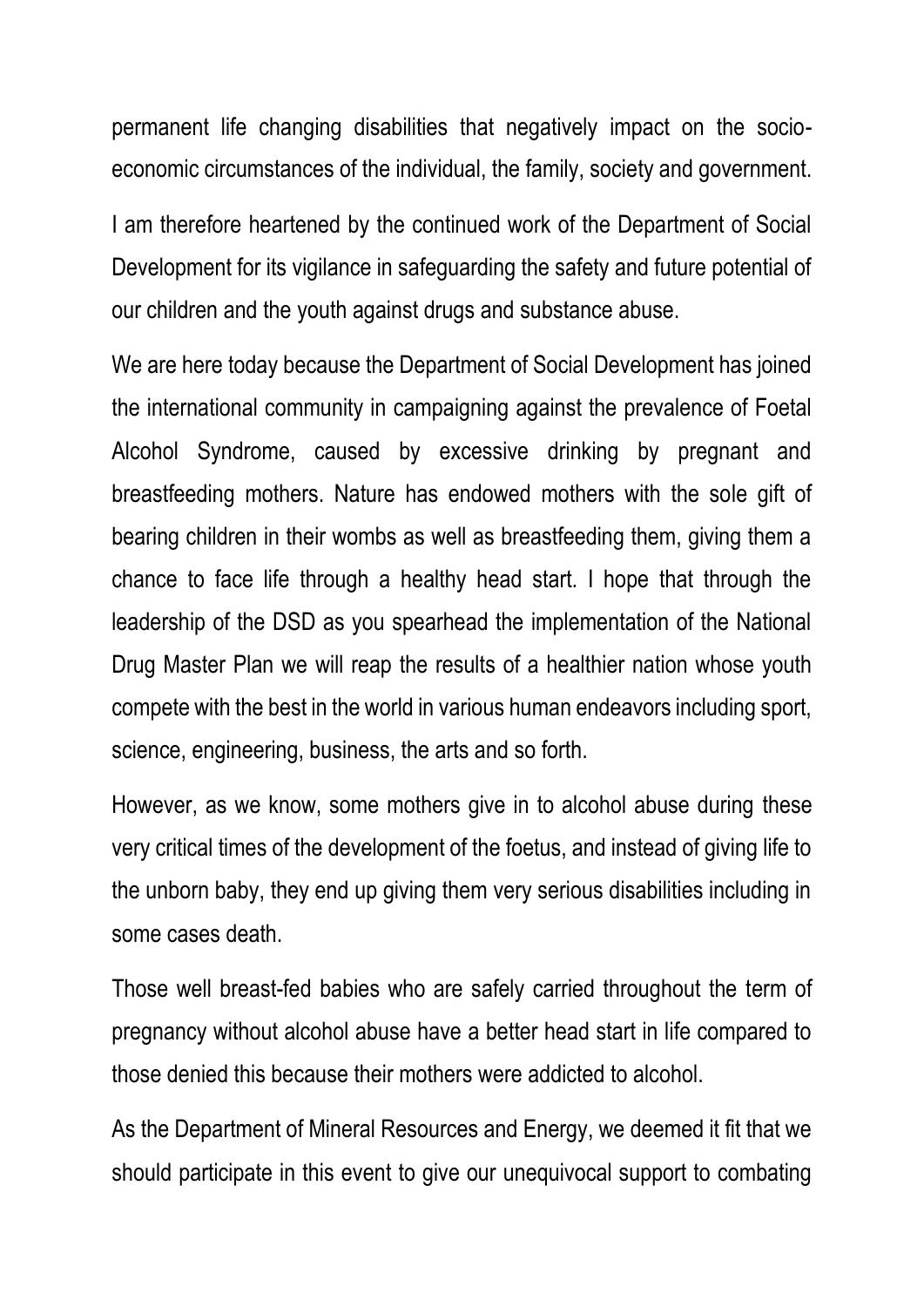permanent life changing disabilities that negatively impact on the socio-economic circumstances of the individual, the family, society and government.

I am therefore heartened by the continued work of the Department of Social Development for its vigilance in safeguarding the safety and future potential of our children and the youth against drugs and substance abuse.

We are here today because the Department of Social Development has joined the international community in campaigning against the prevalence of Foetal Alcohol Syndrome, caused by excessive drinking by pregnant and breastfeeding mothers. Nature has endowed mothers with the sole gift of bearing children in their wombs as well as breastfeeding them, giving them a chance to face life through a healthy head start. I hope that through the leadership of the DSD as you spearhead the implementation of the National Drug Master Plan we will reap the results of a healthier nation whose youth compete with the best in the world in various human endeavors including sport, science, engineering, business, the arts and so forth.

However, as we know, some mothers give in to alcohol abuse during these very critical times of the development of the foetus, and instead of giving life to the unborn baby, they end up giving them very serious disabilities including in some cases death.

Those well breast-fed babies who are safely carried throughout the term of pregnancy without alcohol abuse have a better head start in life compared to those denied this because their mothers were addicted to alcohol.

As the Department of Mineral Resources and Energy, we deemed it fit that we should participate in this event to give our unequivocal support to combating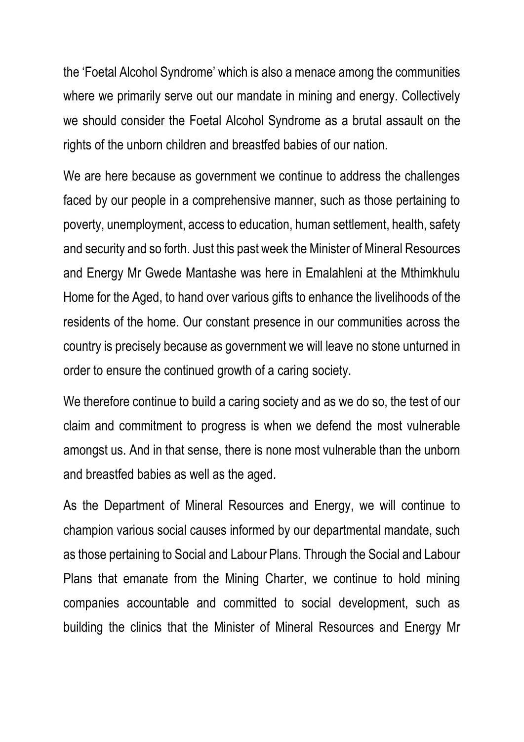the 'Foetal Alcohol Syndrome' which is also a menace among the communities where we primarily serve out our mandate in mining and energy. Collectively we should consider the Foetal Alcohol Syndrome as a brutal assault on the rights of the unborn children and breastfed babies of our nation.

We are here because as government we continue to address the challenges faced by our people in a comprehensive manner, such as those pertaining to poverty, unemployment, access to education, human settlement, health, safety and security and so forth. Just this past week the Minister of Mineral Resources and Energy Mr Gwede Mantashe was here in Emalahleni at the Mthimkhulu Home for the Aged, to hand over various gifts to enhance the livelihoods of the residents of the home. Our constant presence in our communities across the country is precisely because as government we will leave no stone unturned in order to ensure the continued growth of a caring society.

We therefore continue to build a caring society and as we do so, the test of our claim and commitment to progress is when we defend the most vulnerable amongst us. And in that sense, there is none most vulnerable than the unborn and breastfed babies as well as the aged.

As the Department of Mineral Resources and Energy, we will continue to champion various social causes informed by our departmental mandate, such as those pertaining to Social and Labour Plans. Through the Social and Labour Plans that emanate from the Mining Charter, we continue to hold mining companies accountable and committed to social development, such as building the clinics that the Minister of Mineral Resources and Energy Mr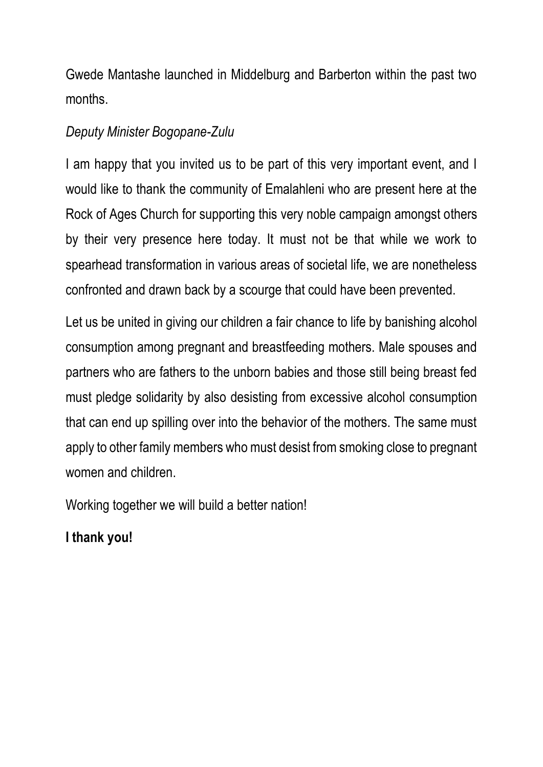Gwede Mantashe launched in Middelburg and Barberton within the past two months.

*Deputy Minister Bogopane-Zulu*

I am happy that you invited us to be part of this very important event, and I would like to thank the community of Emalahleni who are present here at the Rock of Ages Church for supporting this very noble campaign amongst others by their very presence here today. It must not be that while we work to spearhead transformation in various areas of societal life, we are nonetheless confronted and drawn back by a scourge that could have been prevented.

Let us be united in giving our children a fair chance to life by banishing alcohol consumption among pregnant and breastfeeding mothers. Male spouses and partners who are fathers to the unborn babies and those still being breast fed must pledge solidarity by also desisting from excessive alcohol consumption that can end up spilling over into the behavior of the mothers. The same must apply to other family members who must desist from smoking close to pregnant women and children.

Working together we will build a better nation!

**I thank you!**